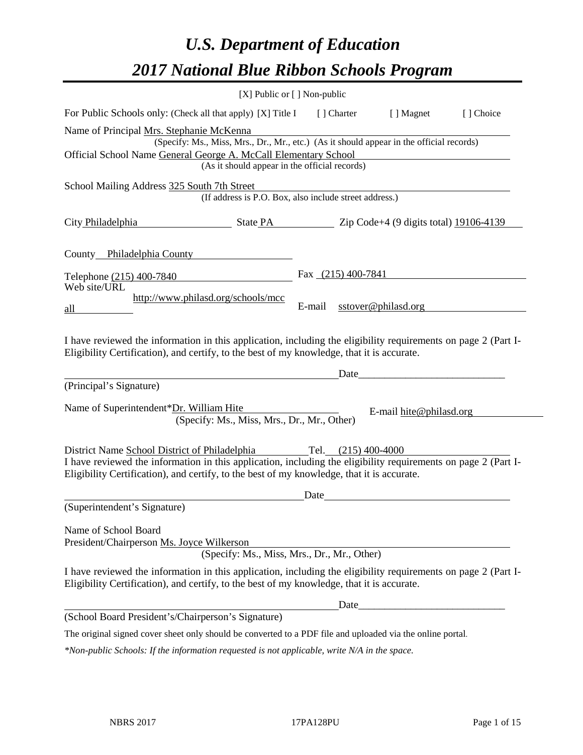# *U.S. Department of Education*

# *2017 National Blue Ribbon Schools Program*

[X] Public or [ ] Non-public

For Public Schools only: (Check all that apply) [X] Title I [ ] Charter [ ] Magnet [ ] Choice

Name of Principal Mrs. Stephanie McKenna
(Specify: Ms., Miss, Mrs., Dr., Mr., etc.) (As it should appear in the official records)

Official School Name General George A. McCall Elementary School
(As it should appear in the official records)

School Mailing Address 325 South 7th Street
(If address is P.O. Box, also include street address.)

City Philadelphia State PA Zip Code+4 (9 digits total) 19106-4139

County Philadelphia County

Telephone (215) 400-7840 Fax (215) 400-7841

Web site/URL http://www.philasd.org/schools/mccall E-mail sstover@philasd.org

I have reviewed the information in this application, including the eligibility requirements on page 2 (Part I-Eligibility Certification), and certify, to the best of my knowledge, that it is accurate.

_______________________________ Date_______________________

(Principal's Signature)

Name of Superintendent*Dr. William Hite E-mail hite@philasd.org
(Specify: Ms., Miss, Mrs., Dr., Mr., Other)

District Name School District of Philadelphia Tel. (215) 400-4000

I have reviewed the information in this application, including the eligibility requirements on page 2 (Part I-Eligibility Certification), and certify, to the best of my knowledge, that it is accurate.

_______________________________ Date_______________________

(Superintendent's Signature)

Name of School Board
President/Chairperson Ms. Joyce Wilkerson
(Specify: Ms., Miss, Mrs., Dr., Mr., Other)

I have reviewed the information in this application, including the eligibility requirements on page 2 (Part I-Eligibility Certification), and certify, to the best of my knowledge, that it is accurate.

_______________________________ Date_______________________

(School Board President's/Chairperson's Signature)

The original signed cover sheet only should be converted to a PDF file and uploaded via the online portal.

*\*Non-public Schools: If the information requested is not applicable, write N/A in the space.*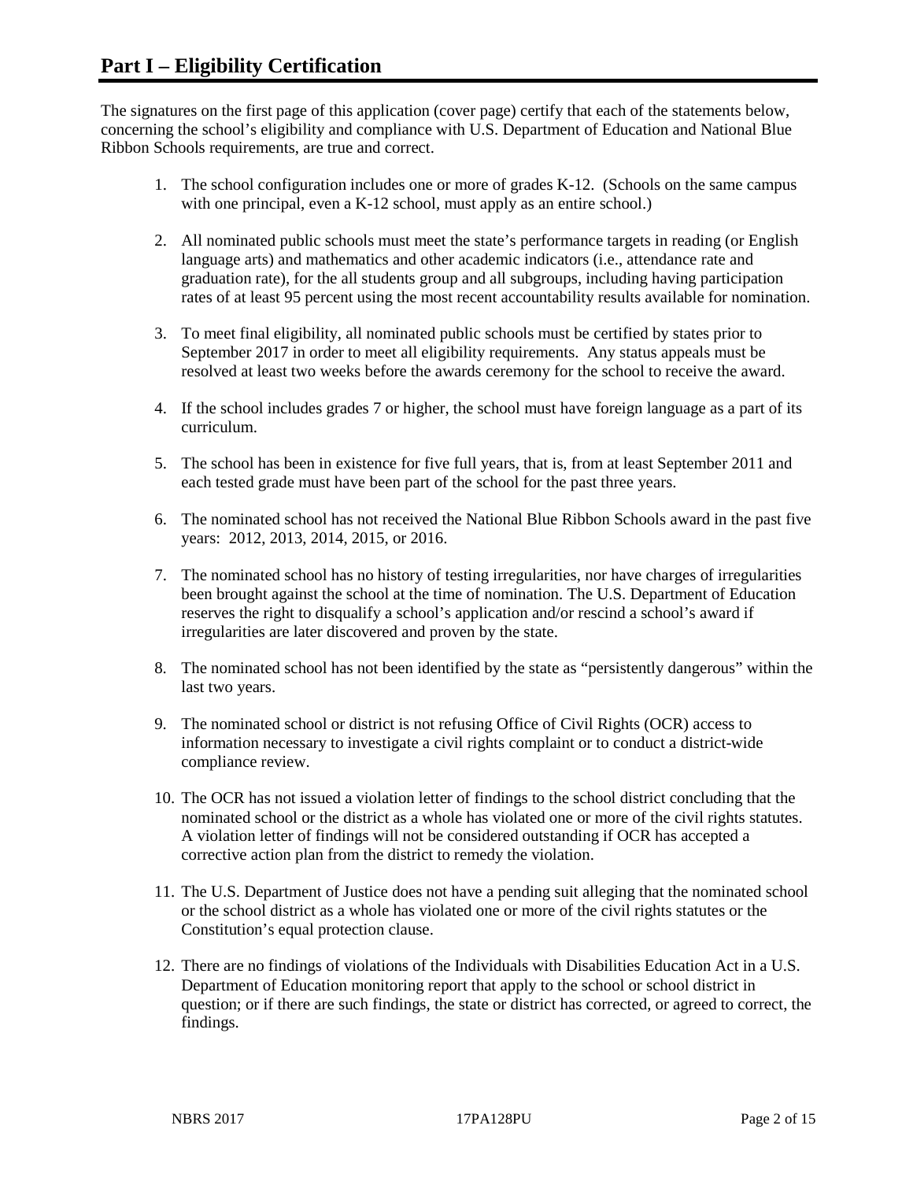# Part I – Eligibility Certification

The signatures on the first page of this application (cover page) certify that each of the statements below, concerning the school's eligibility and compliance with U.S. Department of Education and National Blue Ribbon Schools requirements, are true and correct.

1. The school configuration includes one or more of grades K-12. (Schools on the same campus with one principal, even a K-12 school, must apply as an entire school.)
2. All nominated public schools must meet the state's performance targets in reading (or English language arts) and mathematics and other academic indicators (i.e., attendance rate and graduation rate), for the all students group and all subgroups, including having participation rates of at least 95 percent using the most recent accountability results available for nomination.
3. To meet final eligibility, all nominated public schools must be certified by states prior to September 2017 in order to meet all eligibility requirements. Any status appeals must be resolved at least two weeks before the awards ceremony for the school to receive the award.
4. If the school includes grades 7 or higher, the school must have foreign language as a part of its curriculum.
5. The school has been in existence for five full years, that is, from at least September 2011 and each tested grade must have been part of the school for the past three years.
6. The nominated school has not received the National Blue Ribbon Schools award in the past five years: 2012, 2013, 2014, 2015, or 2016.
7. The nominated school has no history of testing irregularities, nor have charges of irregularities been brought against the school at the time of nomination. The U.S. Department of Education reserves the right to disqualify a school's application and/or rescind a school's award if irregularities are later discovered and proven by the state.
8. The nominated school has not been identified by the state as "persistently dangerous" within the last two years.
9. The nominated school or district is not refusing Office of Civil Rights (OCR) access to information necessary to investigate a civil rights complaint or to conduct a district-wide compliance review.
10. The OCR has not issued a violation letter of findings to the school district concluding that the nominated school or the district as a whole has violated one or more of the civil rights statutes. A violation letter of findings will not be considered outstanding if OCR has accepted a corrective action plan from the district to remedy the violation.
11. The U.S. Department of Justice does not have a pending suit alleging that the nominated school or the school district as a whole has violated one or more of the civil rights statutes or the Constitution's equal protection clause.
12. There are no findings of violations of the Individuals with Disabilities Education Act in a U.S. Department of Education monitoring report that apply to the school or school district in question; or if there are such findings, the state or district has corrected, or agreed to correct, the findings.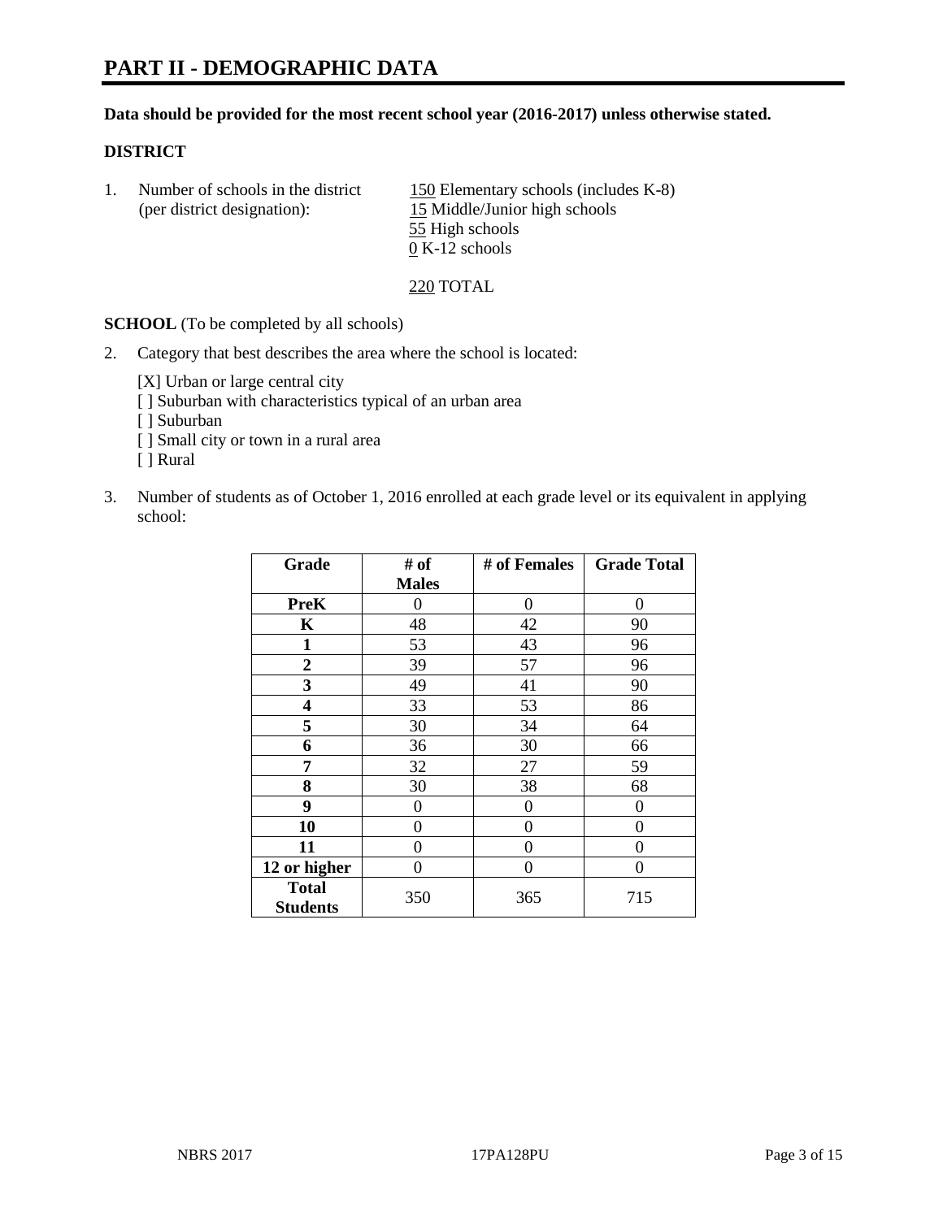# PART II - DEMOGRAPHIC DATA

**Data should be provided for the most recent school year (2016-2017) unless otherwise stated.**

**DISTRICT**

1. Number of schools in the district (per district designation):
   150 Elementary schools (includes K-8)
   15 Middle/Junior high schools
   55 High schools
   0 K-12 schools

   220 TOTAL

**SCHOOL** (To be completed by all schools)

2. Category that best describes the area where the school is located:

   [X] Urban or large central city
   [ ] Suburban with characteristics typical of an urban area
   [ ] Suburban
   [ ] Small city or town in a rural area
   [ ] Rural

3. Number of students as of October 1, 2016 enrolled at each grade level or its equivalent in applying school:

| Grade | # of Males | # of Females | Grade Total |
|---|---|---|---|
| **PreK** | 0 | 0 | 0 |
| **K** | 48 | 42 | 90 |
| **1** | 53 | 43 | 96 |
| **2** | 39 | 57 | 96 |
| **3** | 49 | 41 | 90 |
| **4** | 33 | 53 | 86 |
| **5** | 30 | 34 | 64 |
| **6** | 36 | 30 | 66 |
| **7** | 32 | 27 | 59 |
| **8** | 30 | 38 | 68 |
| **9** | 0 | 0 | 0 |
| **10** | 0 | 0 | 0 |
| **11** | 0 | 0 | 0 |
| **12 or higher** | 0 | 0 | 0 |
| **Total Students** | 350 | 365 | 715 |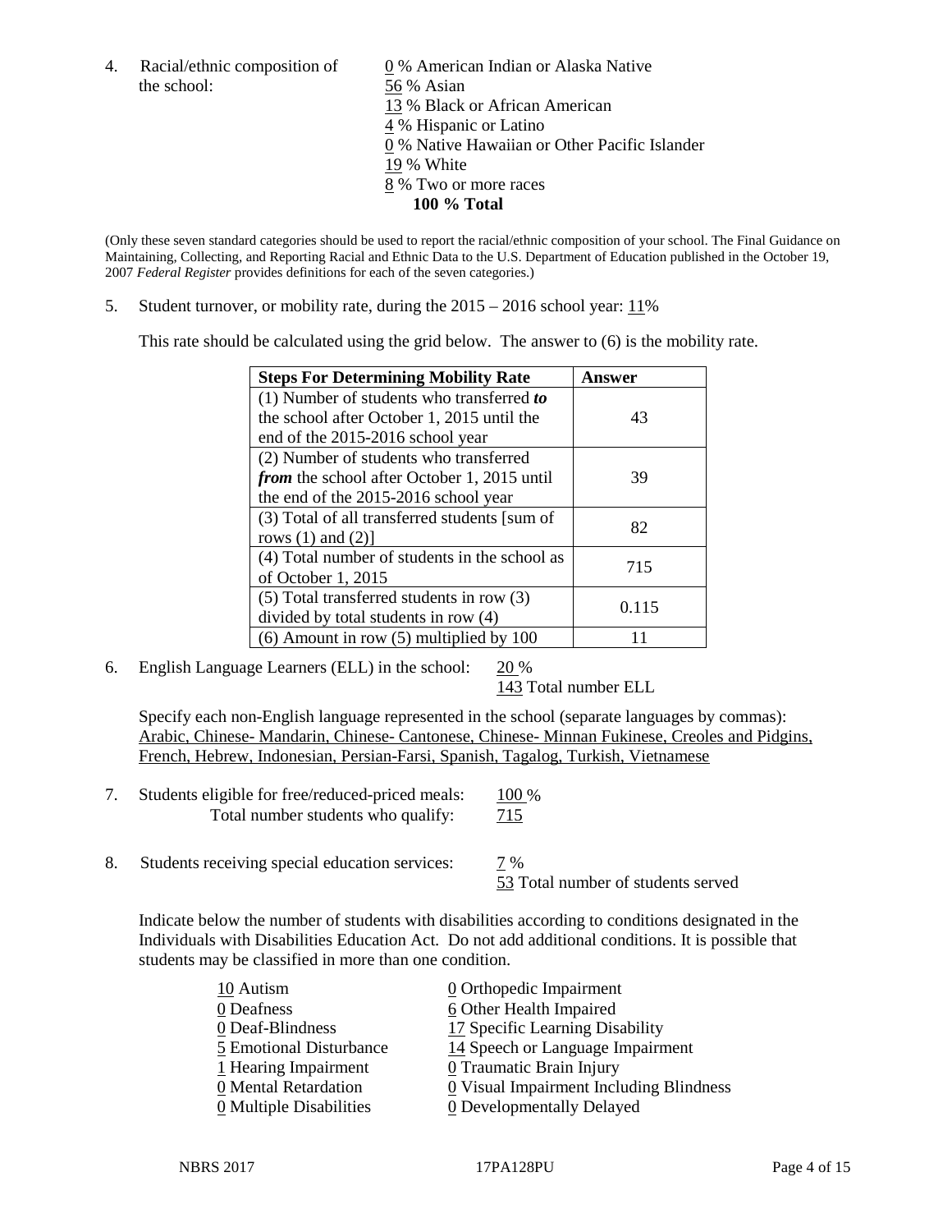4. Racial/ethnic composition of the school:

0 % American Indian or Alaska Native
56 % Asian
13 % Black or African American
4 % Hispanic or Latino
0 % Native Hawaiian or Other Pacific Islander
19 % White
8 % Two or more races
**100 % Total**

(Only these seven standard categories should be used to report the racial/ethnic composition of your school. The Final Guidance on Maintaining, Collecting, and Reporting Racial and Ethnic Data to the U.S. Department of Education published in the October 19, 2007 *Federal Register* provides definitions for each of the seven categories.)

5. Student turnover, or mobility rate, during the 2015 – 2016 school year: 11%

This rate should be calculated using the grid below. The answer to (6) is the mobility rate.

| **Steps For Determining Mobility Rate** | **Answer** |
|---|---|
| (1) Number of students who transferred ***to*** the school after October 1, 2015 until the end of the 2015-2016 school year | 43 |
| (2) Number of students who transferred ***from*** the school after October 1, 2015 until the end of the 2015-2016 school year | 39 |
| (3) Total of all transferred students [sum of rows (1) and (2)] | 82 |
| (4) Total number of students in the school as of October 1, 2015 | 715 |
| (5) Total transferred students in row (3) divided by total students in row (4) | 0.115 |
| (6) Amount in row (5) multiplied by 100 | 11 |

6. English Language Learners (ELL) in the school: 20 %
143 Total number ELL

Specify each non-English language represented in the school (separate languages by commas):
Arabic, Chinese- Mandarin, Chinese- Cantonese, Chinese- Minnan Fukinese, Creoles and Pidgins, French, Hebrew, Indonesian, Persian-Farsi, Spanish, Tagalog, Turkish, Vietnamese

7. Students eligible for free/reduced-priced meals: 100 %
Total number students who qualify: 715

8. Students receiving special education services: 7 %
53 Total number of students served

Indicate below the number of students with disabilities according to conditions designated in the Individuals with Disabilities Education Act. Do not add additional conditions. It is possible that students may be classified in more than one condition.

10 Autism
0 Deafness
0 Deaf-Blindness
5 Emotional Disturbance
1 Hearing Impairment
0 Mental Retardation
0 Multiple Disabilities
0 Orthopedic Impairment
6 Other Health Impaired
17 Specific Learning Disability
14 Speech or Language Impairment
0 Traumatic Brain Injury
0 Visual Impairment Including Blindness
0 Developmentally Delayed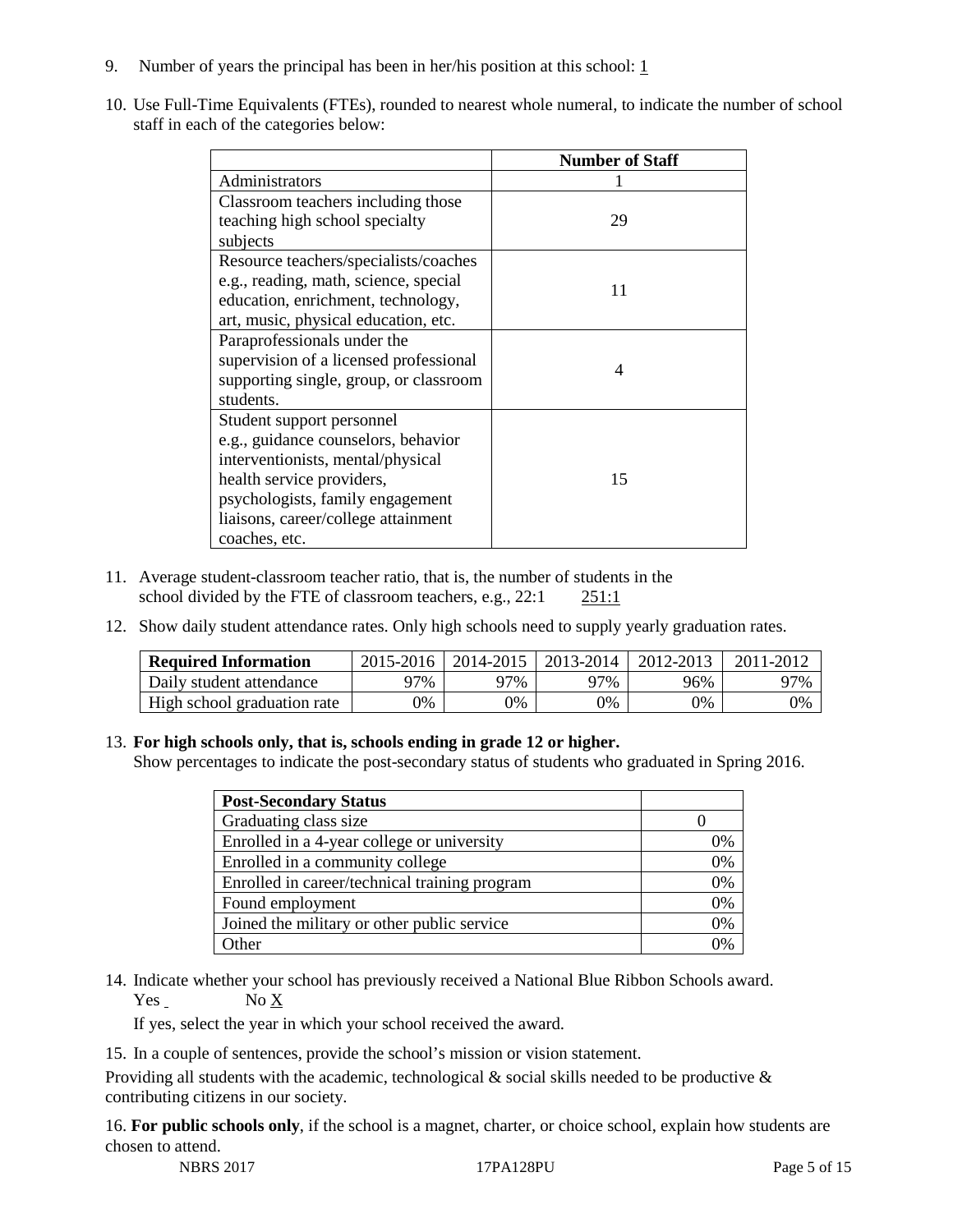9. Number of years the principal has been in her/his position at this school: 1

10. Use Full-Time Equivalents (FTEs), rounded to nearest whole numeral, to indicate the number of school staff in each of the categories below:

| | Number of Staff |
|---|---|
| Administrators | 1 |
| Classroom teachers including those teaching high school specialty subjects | 29 |
| Resource teachers/specialists/coaches e.g., reading, math, science, special education, enrichment, technology, art, music, physical education, etc. | 11 |
| Paraprofessionals under the supervision of a licensed professional supporting single, group, or classroom students. | 4 |
| Student support personnel e.g., guidance counselors, behavior interventionists, mental/physical health service providers, psychologists, family engagement liaisons, career/college attainment coaches, etc. | 15 |

11. Average student-classroom teacher ratio, that is, the number of students in the school divided by the FTE of classroom teachers, e.g., 22:1 &nbsp;&nbsp;&nbsp; 251:1

12. Show daily student attendance rates. Only high schools need to supply yearly graduation rates.

| Required Information | 2015-2016 | 2014-2015 | 2013-2014 | 2012-2013 | 2011-2012 |
|---|---|---|---|---|---|
| Daily student attendance | 97% | 97% | 97% | 96% | 97% |
| High school graduation rate | 0% | 0% | 0% | 0% | 0% |

13. **For high schools only, that is, schools ending in grade 12 or higher.**
Show percentages to indicate the post-secondary status of students who graduated in Spring 2016.

| Post-Secondary Status | |
|---|---|
| Graduating class size | 0 |
| Enrolled in a 4-year college or university | 0% |
| Enrolled in a community college | 0% |
| Enrolled in career/technical training program | 0% |
| Found employment | 0% |
| Joined the military or other public service | 0% |
| Other | 0% |

14. Indicate whether your school has previously received a National Blue Ribbon Schools award.
Yes ___ &nbsp;&nbsp;&nbsp; No X

If yes, select the year in which your school received the award.

15. In a couple of sentences, provide the school's mission or vision statement.

Providing all students with the academic, technological & social skills needed to be productive & contributing citizens in our society.

16. **For public schools only**, if the school is a magnet, charter, or choice school, explain how students are chosen to attend.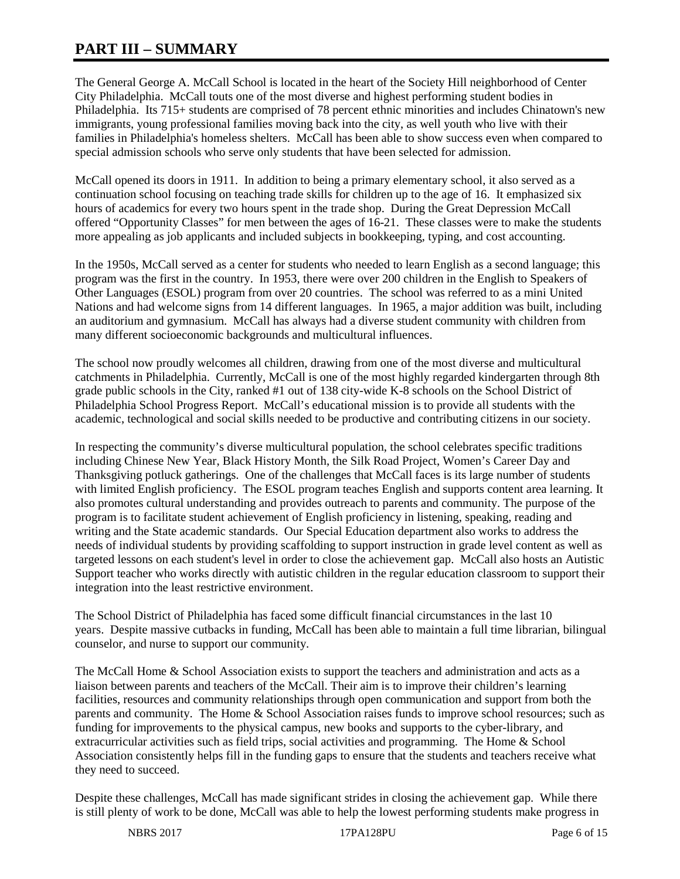# PART III – SUMMARY

The General George A. McCall School is located in the heart of the Society Hill neighborhood of Center City Philadelphia. McCall touts one of the most diverse and highest performing student bodies in Philadelphia. Its 715+ students are comprised of 78 percent ethnic minorities and includes Chinatown's new immigrants, young professional families moving back into the city, as well youth who live with their families in Philadelphia's homeless shelters. McCall has been able to show success even when compared to special admission schools who serve only students that have been selected for admission.

McCall opened its doors in 1911. In addition to being a primary elementary school, it also served as a continuation school focusing on teaching trade skills for children up to the age of 16. It emphasized six hours of academics for every two hours spent in the trade shop. During the Great Depression McCall offered "Opportunity Classes" for men between the ages of 16-21. These classes were to make the students more appealing as job applicants and included subjects in bookkeeping, typing, and cost accounting.

In the 1950s, McCall served as a center for students who needed to learn English as a second language; this program was the first in the country. In 1953, there were over 200 children in the English to Speakers of Other Languages (ESOL) program from over 20 countries. The school was referred to as a mini United Nations and had welcome signs from 14 different languages. In 1965, a major addition was built, including an auditorium and gymnasium. McCall has always had a diverse student community with children from many different socioeconomic backgrounds and multicultural influences.

The school now proudly welcomes all children, drawing from one of the most diverse and multicultural catchments in Philadelphia. Currently, McCall is one of the most highly regarded kindergarten through 8th grade public schools in the City, ranked #1 out of 138 city-wide K-8 schools on the School District of Philadelphia School Progress Report. McCall's educational mission is to provide all students with the academic, technological and social skills needed to be productive and contributing citizens in our society.

In respecting the community's diverse multicultural population, the school celebrates specific traditions including Chinese New Year, Black History Month, the Silk Road Project, Women's Career Day and Thanksgiving potluck gatherings. One of the challenges that McCall faces is its large number of students with limited English proficiency. The ESOL program teaches English and supports content area learning. It also promotes cultural understanding and provides outreach to parents and community. The purpose of the program is to facilitate student achievement of English proficiency in listening, speaking, reading and writing and the State academic standards. Our Special Education department also works to address the needs of individual students by providing scaffolding to support instruction in grade level content as well as targeted lessons on each student's level in order to close the achievement gap. McCall also hosts an Autistic Support teacher who works directly with autistic children in the regular education classroom to support their integration into the least restrictive environment.

The School District of Philadelphia has faced some difficult financial circumstances in the last 10 years. Despite massive cutbacks in funding, McCall has been able to maintain a full time librarian, bilingual counselor, and nurse to support our community.

The McCall Home & School Association exists to support the teachers and administration and acts as a liaison between parents and teachers of the McCall. Their aim is to improve their children's learning facilities, resources and community relationships through open communication and support from both the parents and community. The Home & School Association raises funds to improve school resources; such as funding for improvements to the physical campus, new books and supports to the cyber-library, and extracurricular activities such as field trips, social activities and programming. The Home & School Association consistently helps fill in the funding gaps to ensure that the students and teachers receive what they need to succeed.

Despite these challenges, McCall has made significant strides in closing the achievement gap. While there is still plenty of work to be done, McCall was able to help the lowest performing students make progress in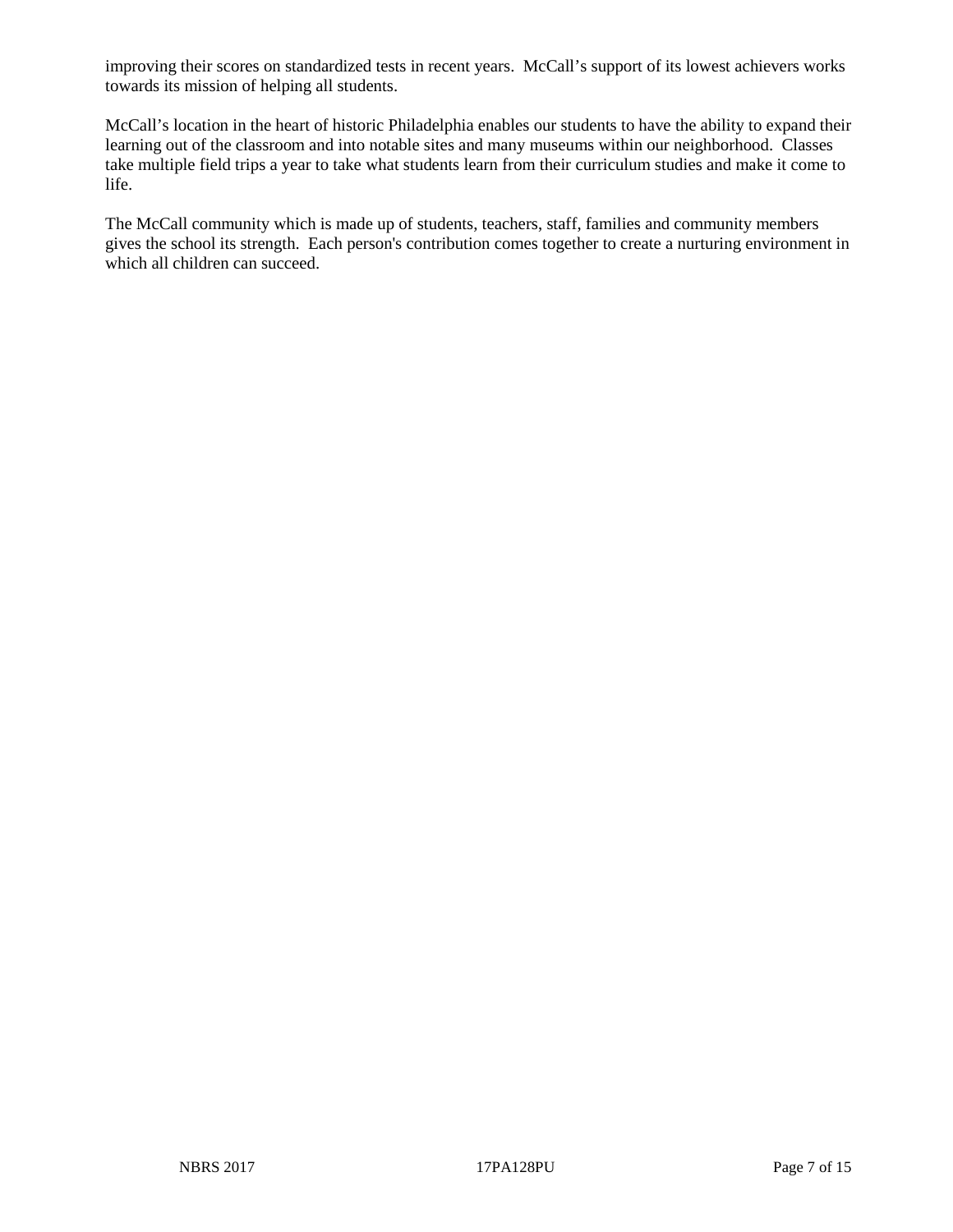improving their scores on standardized tests in recent years. McCall's support of its lowest achievers works towards its mission of helping all students.

McCall's location in the heart of historic Philadelphia enables our students to have the ability to expand their learning out of the classroom and into notable sites and many museums within our neighborhood. Classes take multiple field trips a year to take what students learn from their curriculum studies and make it come to life.

The McCall community which is made up of students, teachers, staff, families and community members gives the school its strength. Each person's contribution comes together to create a nurturing environment in which all children can succeed.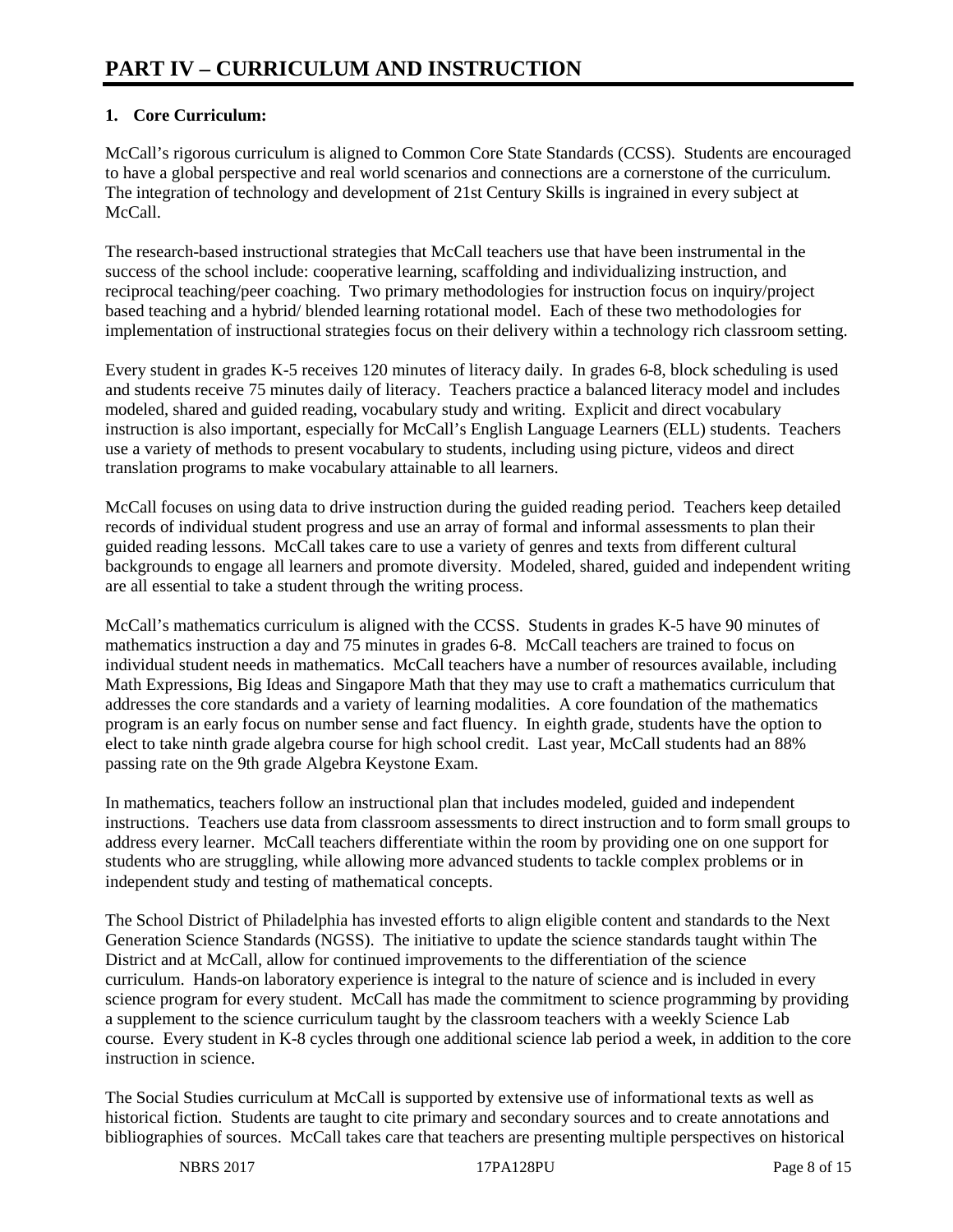# PART IV – CURRICULUM AND INSTRUCTION

**1. Core Curriculum:**

McCall's rigorous curriculum is aligned to Common Core State Standards (CCSS). Students are encouraged to have a global perspective and real world scenarios and connections are a cornerstone of the curriculum. The integration of technology and development of 21st Century Skills is ingrained in every subject at McCall.

The research-based instructional strategies that McCall teachers use that have been instrumental in the success of the school include: cooperative learning, scaffolding and individualizing instruction, and reciprocal teaching/peer coaching. Two primary methodologies for instruction focus on inquiry/project based teaching and a hybrid/ blended learning rotational model. Each of these two methodologies for implementation of instructional strategies focus on their delivery within a technology rich classroom setting.

Every student in grades K-5 receives 120 minutes of literacy daily. In grades 6-8, block scheduling is used and students receive 75 minutes daily of literacy. Teachers practice a balanced literacy model and includes modeled, shared and guided reading, vocabulary study and writing. Explicit and direct vocabulary instruction is also important, especially for McCall's English Language Learners (ELL) students. Teachers use a variety of methods to present vocabulary to students, including using picture, videos and direct translation programs to make vocabulary attainable to all learners.

McCall focuses on using data to drive instruction during the guided reading period. Teachers keep detailed records of individual student progress and use an array of formal and informal assessments to plan their guided reading lessons. McCall takes care to use a variety of genres and texts from different cultural backgrounds to engage all learners and promote diversity. Modeled, shared, guided and independent writing are all essential to take a student through the writing process.

McCall's mathematics curriculum is aligned with the CCSS. Students in grades K-5 have 90 minutes of mathematics instruction a day and 75 minutes in grades 6-8. McCall teachers are trained to focus on individual student needs in mathematics. McCall teachers have a number of resources available, including Math Expressions, Big Ideas and Singapore Math that they may use to craft a mathematics curriculum that addresses the core standards and a variety of learning modalities. A core foundation of the mathematics program is an early focus on number sense and fact fluency. In eighth grade, students have the option to elect to take ninth grade algebra course for high school credit. Last year, McCall students had an 88% passing rate on the 9th grade Algebra Keystone Exam.

In mathematics, teachers follow an instructional plan that includes modeled, guided and independent instructions. Teachers use data from classroom assessments to direct instruction and to form small groups to address every learner. McCall teachers differentiate within the room by providing one on one support for students who are struggling, while allowing more advanced students to tackle complex problems or in independent study and testing of mathematical concepts.

The School District of Philadelphia has invested efforts to align eligible content and standards to the Next Generation Science Standards (NGSS). The initiative to update the science standards taught within The District and at McCall, allow for continued improvements to the differentiation of the science curriculum. Hands-on laboratory experience is integral to the nature of science and is included in every science program for every student. McCall has made the commitment to science programming by providing a supplement to the science curriculum taught by the classroom teachers with a weekly Science Lab course. Every student in K-8 cycles through one additional science lab period a week, in addition to the core instruction in science.

The Social Studies curriculum at McCall is supported by extensive use of informational texts as well as historical fiction. Students are taught to cite primary and secondary sources and to create annotations and bibliographies of sources. McCall takes care that teachers are presenting multiple perspectives on historical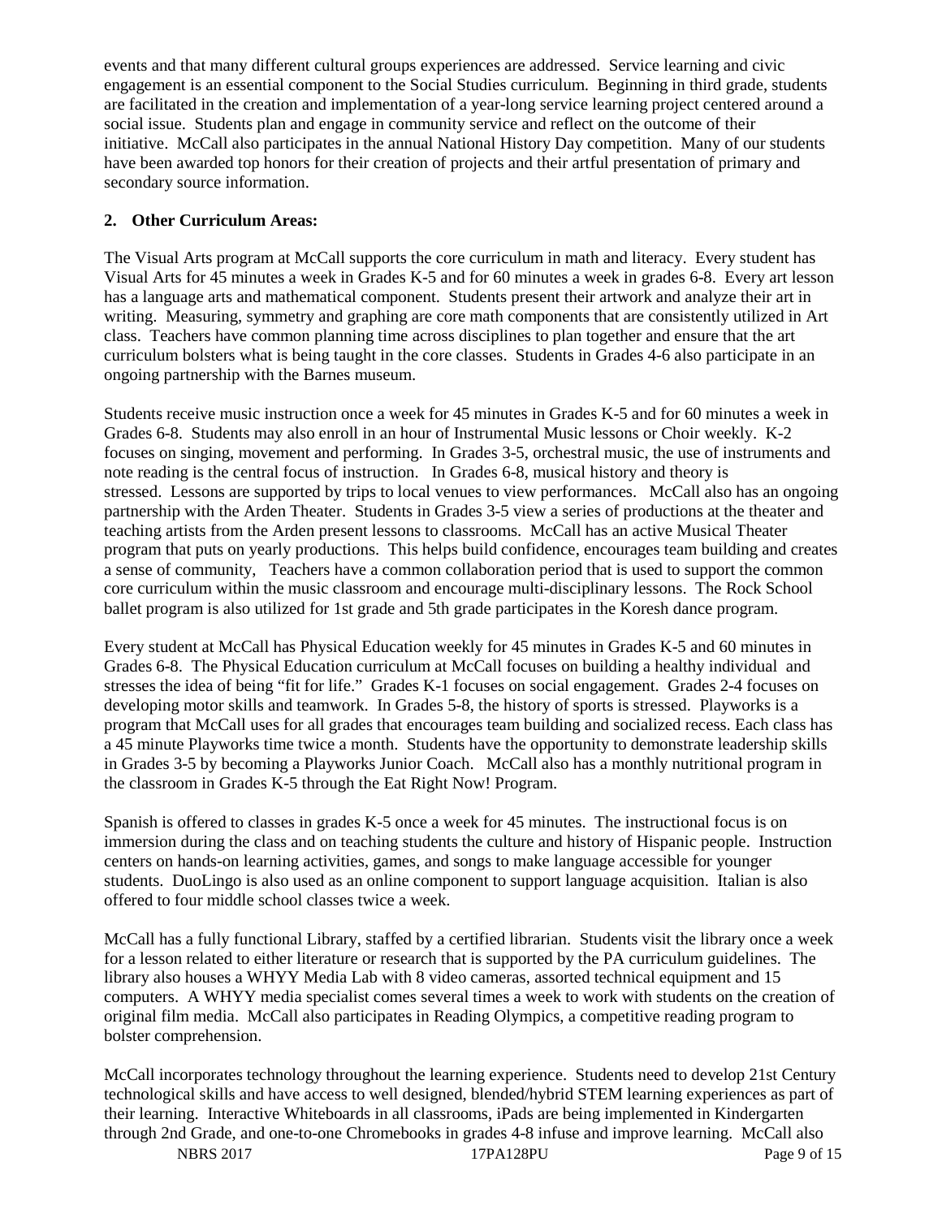events and that many different cultural groups experiences are addressed. Service learning and civic engagement is an essential component to the Social Studies curriculum. Beginning in third grade, students are facilitated in the creation and implementation of a year-long service learning project centered around a social issue. Students plan and engage in community service and reflect on the outcome of their initiative. McCall also participates in the annual National History Day competition. Many of our students have been awarded top honors for their creation of projects and their artful presentation of primary and secondary source information.

**2. Other Curriculum Areas:**

The Visual Arts program at McCall supports the core curriculum in math and literacy. Every student has Visual Arts for 45 minutes a week in Grades K-5 and for 60 minutes a week in grades 6-8. Every art lesson has a language arts and mathematical component. Students present their artwork and analyze their art in writing. Measuring, symmetry and graphing are core math components that are consistently utilized in Art class. Teachers have common planning time across disciplines to plan together and ensure that the art curriculum bolsters what is being taught in the core classes. Students in Grades 4-6 also participate in an ongoing partnership with the Barnes museum.

Students receive music instruction once a week for 45 minutes in Grades K-5 and for 60 minutes a week in Grades 6-8. Students may also enroll in an hour of Instrumental Music lessons or Choir weekly. K-2 focuses on singing, movement and performing. In Grades 3-5, orchestral music, the use of instruments and note reading is the central focus of instruction. In Grades 6-8, musical history and theory is stressed. Lessons are supported by trips to local venues to view performances. McCall also has an ongoing partnership with the Arden Theater. Students in Grades 3-5 view a series of productions at the theater and teaching artists from the Arden present lessons to classrooms. McCall has an active Musical Theater program that puts on yearly productions. This helps build confidence, encourages team building and creates a sense of community, Teachers have a common collaboration period that is used to support the common core curriculum within the music classroom and encourage multi-disciplinary lessons. The Rock School ballet program is also utilized for 1st grade and 5th grade participates in the Koresh dance program.

Every student at McCall has Physical Education weekly for 45 minutes in Grades K-5 and 60 minutes in Grades 6-8. The Physical Education curriculum at McCall focuses on building a healthy individual and stresses the idea of being "fit for life." Grades K-1 focuses on social engagement. Grades 2-4 focuses on developing motor skills and teamwork. In Grades 5-8, the history of sports is stressed. Playworks is a program that McCall uses for all grades that encourages team building and socialized recess. Each class has a 45 minute Playworks time twice a month. Students have the opportunity to demonstrate leadership skills in Grades 3-5 by becoming a Playworks Junior Coach. McCall also has a monthly nutritional program in the classroom in Grades K-5 through the Eat Right Now! Program.

Spanish is offered to classes in grades K-5 once a week for 45 minutes. The instructional focus is on immersion during the class and on teaching students the culture and history of Hispanic people. Instruction centers on hands-on learning activities, games, and songs to make language accessible for younger students. DuoLingo is also used as an online component to support language acquisition. Italian is also offered to four middle school classes twice a week.

McCall has a fully functional Library, staffed by a certified librarian. Students visit the library once a week for a lesson related to either literature or research that is supported by the PA curriculum guidelines. The library also houses a WHYY Media Lab with 8 video cameras, assorted technical equipment and 15 computers. A WHYY media specialist comes several times a week to work with students on the creation of original film media. McCall also participates in Reading Olympics, a competitive reading program to bolster comprehension.

McCall incorporates technology throughout the learning experience. Students need to develop 21st Century technological skills and have access to well designed, blended/hybrid STEM learning experiences as part of their learning. Interactive Whiteboards in all classrooms, iPads are being implemented in Kindergarten through 2nd Grade, and one-to-one Chromebooks in grades 4-8 infuse and improve learning. McCall also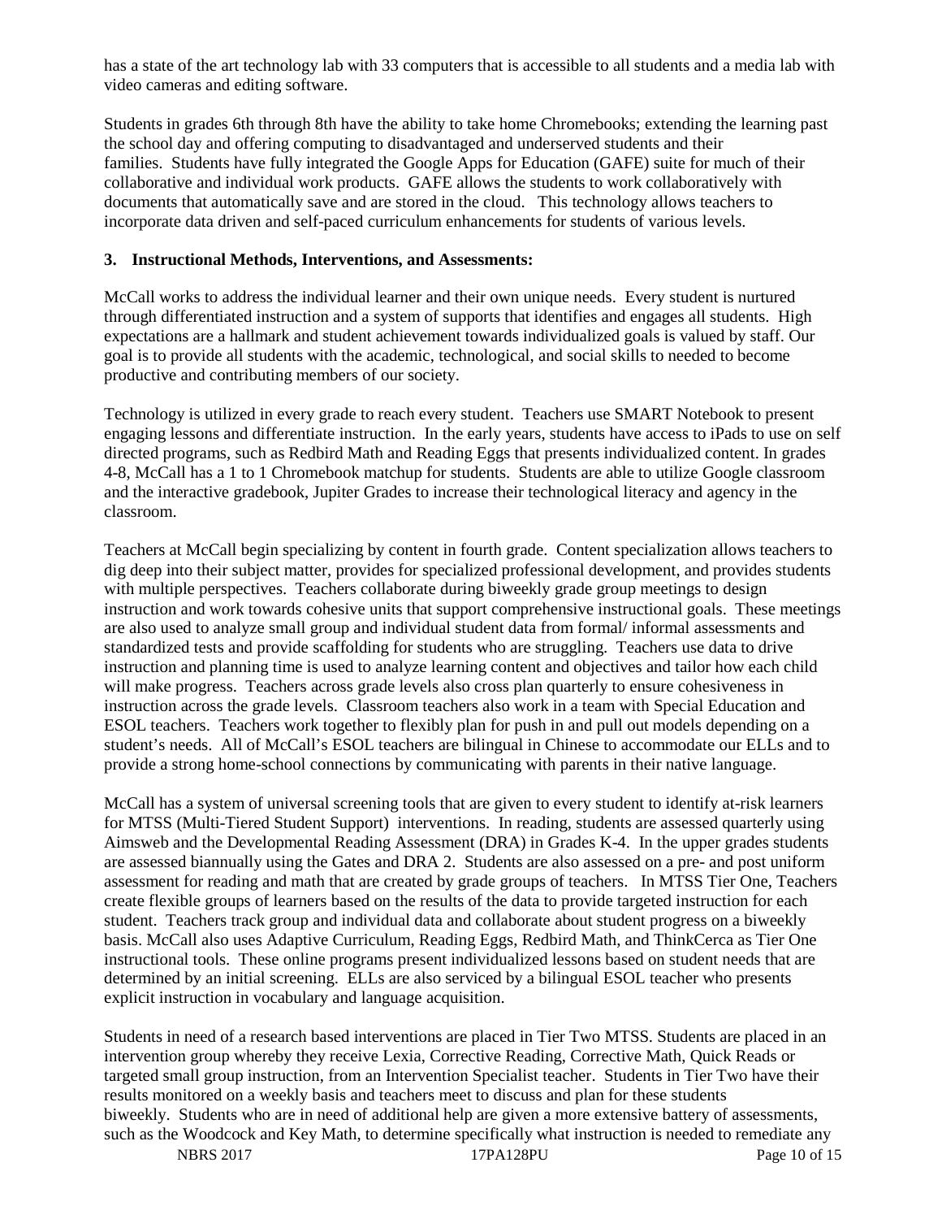has a state of the art technology lab with 33 computers that is accessible to all students and a media lab with video cameras and editing software.

Students in grades 6th through 8th have the ability to take home Chromebooks; extending the learning past the school day and offering computing to disadvantaged and underserved students and their families. Students have fully integrated the Google Apps for Education (GAFE) suite for much of their collaborative and individual work products. GAFE allows the students to work collaboratively with documents that automatically save and are stored in the cloud. This technology allows teachers to incorporate data driven and self-paced curriculum enhancements for students of various levels.

### 3. Instructional Methods, Interventions, and Assessments:

McCall works to address the individual learner and their own unique needs. Every student is nurtured through differentiated instruction and a system of supports that identifies and engages all students. High expectations are a hallmark and student achievement towards individualized goals is valued by staff. Our goal is to provide all students with the academic, technological, and social skills to needed to become productive and contributing members of our society.

Technology is utilized in every grade to reach every student. Teachers use SMART Notebook to present engaging lessons and differentiate instruction. In the early years, students have access to iPads to use on self directed programs, such as Redbird Math and Reading Eggs that presents individualized content. In grades 4-8, McCall has a 1 to 1 Chromebook matchup for students. Students are able to utilize Google classroom and the interactive gradebook, Jupiter Grades to increase their technological literacy and agency in the classroom.

Teachers at McCall begin specializing by content in fourth grade. Content specialization allows teachers to dig deep into their subject matter, provides for specialized professional development, and provides students with multiple perspectives. Teachers collaborate during biweekly grade group meetings to design instruction and work towards cohesive units that support comprehensive instructional goals. These meetings are also used to analyze small group and individual student data from formal/ informal assessments and standardized tests and provide scaffolding for students who are struggling. Teachers use data to drive instruction and planning time is used to analyze learning content and objectives and tailor how each child will make progress. Teachers across grade levels also cross plan quarterly to ensure cohesiveness in instruction across the grade levels. Classroom teachers also work in a team with Special Education and ESOL teachers. Teachers work together to flexibly plan for push in and pull out models depending on a student's needs. All of McCall's ESOL teachers are bilingual in Chinese to accommodate our ELLs and to provide a strong home-school connections by communicating with parents in their native language.

McCall has a system of universal screening tools that are given to every student to identify at-risk learners for MTSS (Multi-Tiered Student Support) interventions. In reading, students are assessed quarterly using Aimsweb and the Developmental Reading Assessment (DRA) in Grades K-4. In the upper grades students are assessed biannually using the Gates and DRA 2. Students are also assessed on a pre- and post uniform assessment for reading and math that are created by grade groups of teachers. In MTSS Tier One, Teachers create flexible groups of learners based on the results of the data to provide targeted instruction for each student. Teachers track group and individual data and collaborate about student progress on a biweekly basis. McCall also uses Adaptive Curriculum, Reading Eggs, Redbird Math, and ThinkCerca as Tier One instructional tools. These online programs present individualized lessons based on student needs that are determined by an initial screening. ELLs are also serviced by a bilingual ESOL teacher who presents explicit instruction in vocabulary and language acquisition.

Students in need of a research based interventions are placed in Tier Two MTSS. Students are placed in an intervention group whereby they receive Lexia, Corrective Reading, Corrective Math, Quick Reads or targeted small group instruction, from an Intervention Specialist teacher. Students in Tier Two have their results monitored on a weekly basis and teachers meet to discuss and plan for these students biweekly. Students who are in need of additional help are given a more extensive battery of assessments, such as the Woodcock and Key Math, to determine specifically what instruction is needed to remediate any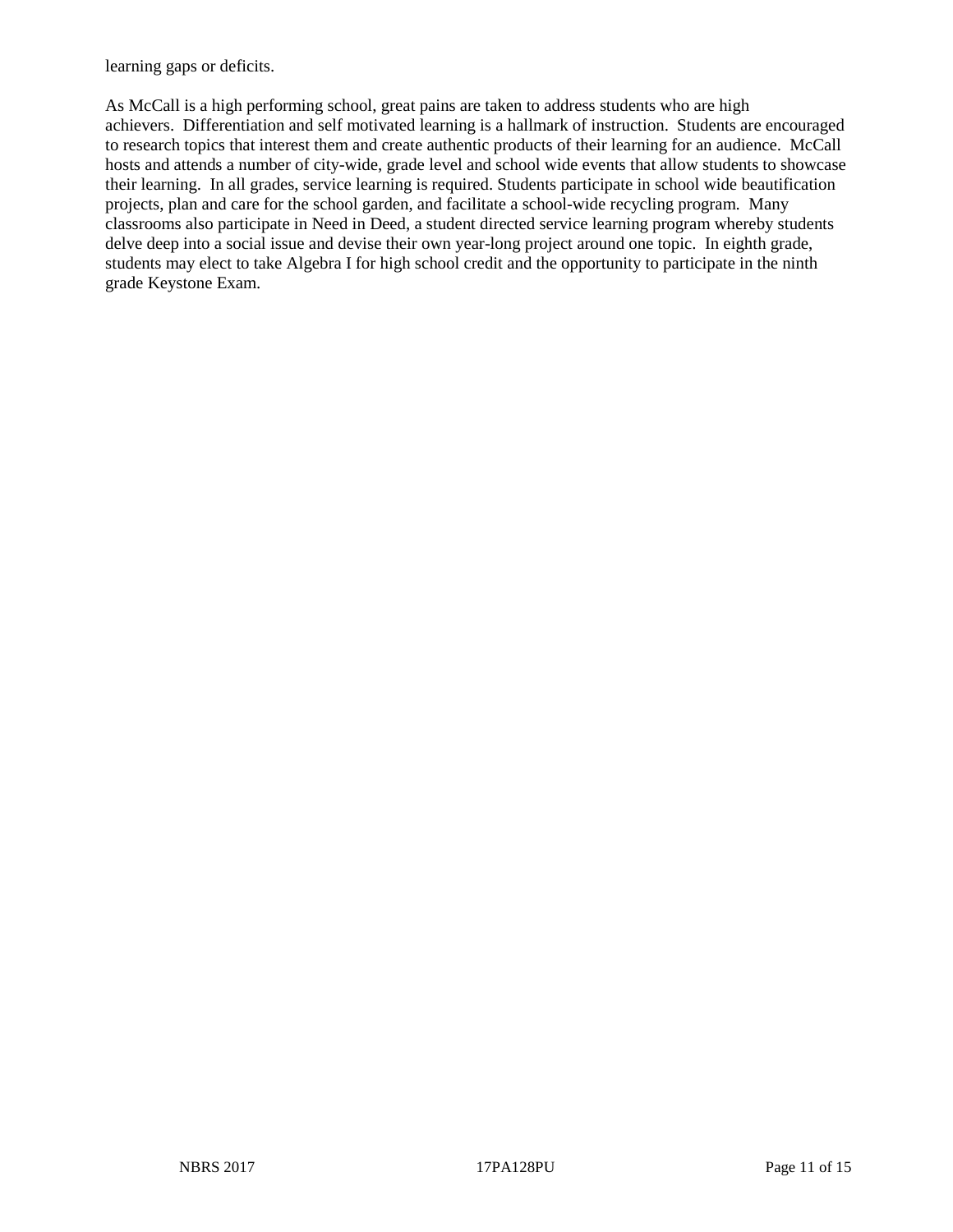learning gaps or deficits.

As McCall is a high performing school, great pains are taken to address students who are high achievers. Differentiation and self motivated learning is a hallmark of instruction. Students are encouraged to research topics that interest them and create authentic products of their learning for an audience. McCall hosts and attends a number of city-wide, grade level and school wide events that allow students to showcase their learning. In all grades, service learning is required. Students participate in school wide beautification projects, plan and care for the school garden, and facilitate a school-wide recycling program. Many classrooms also participate in Need in Deed, a student directed service learning program whereby students delve deep into a social issue and devise their own year-long project around one topic. In eighth grade, students may elect to take Algebra I for high school credit and the opportunity to participate in the ninth grade Keystone Exam.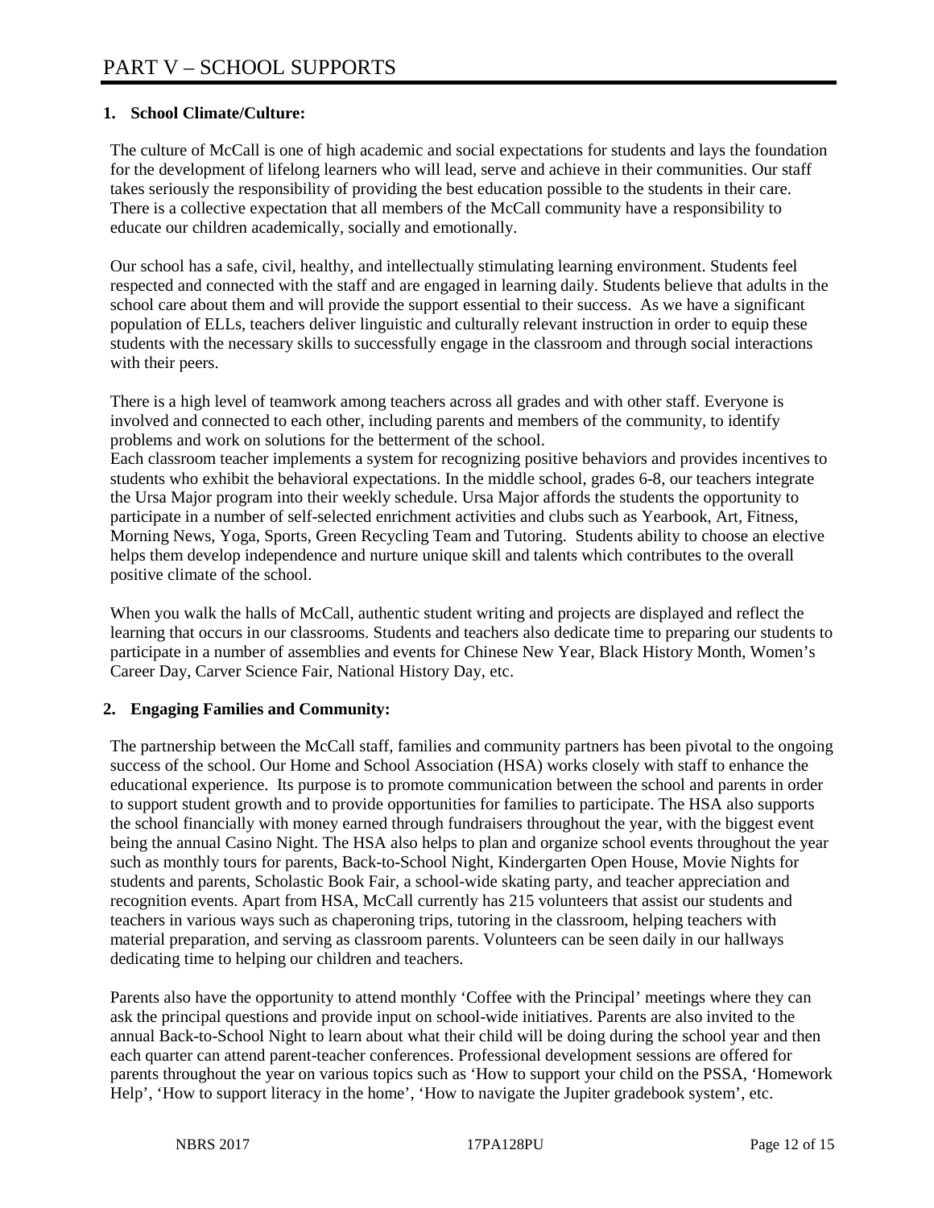# PART V – SCHOOL SUPPORTS

**1. School Climate/Culture:**

The culture of McCall is one of high academic and social expectations for students and lays the foundation for the development of lifelong learners who will lead, serve and achieve in their communities. Our staff takes seriously the responsibility of providing the best education possible to the students in their care. There is a collective expectation that all members of the McCall community have a responsibility to educate our children academically, socially and emotionally.

Our school has a safe, civil, healthy, and intellectually stimulating learning environment. Students feel respected and connected with the staff and are engaged in learning daily. Students believe that adults in the school care about them and will provide the support essential to their success. As we have a significant population of ELLs, teachers deliver linguistic and culturally relevant instruction in order to equip these students with the necessary skills to successfully engage in the classroom and through social interactions with their peers.

There is a high level of teamwork among teachers across all grades and with other staff. Everyone is involved and connected to each other, including parents and members of the community, to identify problems and work on solutions for the betterment of the school.
Each classroom teacher implements a system for recognizing positive behaviors and provides incentives to students who exhibit the behavioral expectations. In the middle school, grades 6-8, our teachers integrate the Ursa Major program into their weekly schedule. Ursa Major affords the students the opportunity to participate in a number of self-selected enrichment activities and clubs such as Yearbook, Art, Fitness, Morning News, Yoga, Sports, Green Recycling Team and Tutoring. Students ability to choose an elective helps them develop independence and nurture unique skill and talents which contributes to the overall positive climate of the school.

When you walk the halls of McCall, authentic student writing and projects are displayed and reflect the learning that occurs in our classrooms. Students and teachers also dedicate time to preparing our students to participate in a number of assemblies and events for Chinese New Year, Black History Month, Women's Career Day, Carver Science Fair, National History Day, etc.

**2. Engaging Families and Community:**

The partnership between the McCall staff, families and community partners has been pivotal to the ongoing success of the school. Our Home and School Association (HSA) works closely with staff to enhance the educational experience. Its purpose is to promote communication between the school and parents in order to support student growth and to provide opportunities for families to participate. The HSA also supports the school financially with money earned through fundraisers throughout the year, with the biggest event being the annual Casino Night. The HSA also helps to plan and organize school events throughout the year such as monthly tours for parents, Back-to-School Night, Kindergarten Open House, Movie Nights for students and parents, Scholastic Book Fair, a school-wide skating party, and teacher appreciation and recognition events. Apart from HSA, McCall currently has 215 volunteers that assist our students and teachers in various ways such as chaperoning trips, tutoring in the classroom, helping teachers with material preparation, and serving as classroom parents. Volunteers can be seen daily in our hallways dedicating time to helping our children and teachers.

Parents also have the opportunity to attend monthly 'Coffee with the Principal' meetings where they can ask the principal questions and provide input on school-wide initiatives. Parents are also invited to the annual Back-to-School Night to learn about what their child will be doing during the school year and then each quarter can attend parent-teacher conferences. Professional development sessions are offered for parents throughout the year on various topics such as 'How to support your child on the PSSA, 'Homework Help', 'How to support literacy in the home', 'How to navigate the Jupiter gradebook system', etc.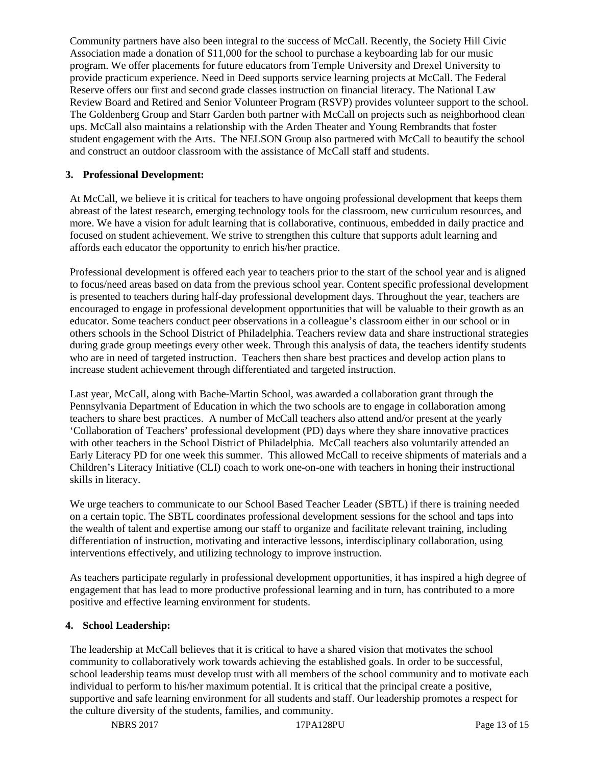Community partners have also been integral to the success of McCall. Recently, the Society Hill Civic Association made a donation of $11,000 for the school to purchase a keyboarding lab for our music program. We offer placements for future educators from Temple University and Drexel University to provide practicum experience. Need in Deed supports service learning projects at McCall. The Federal Reserve offers our first and second grade classes instruction on financial literacy. The National Law Review Board and Retired and Senior Volunteer Program (RSVP) provides volunteer support to the school. The Goldenberg Group and Starr Garden both partner with McCall on projects such as neighborhood clean ups. McCall also maintains a relationship with the Arden Theater and Young Rembrandts that foster student engagement with the Arts. The NELSON Group also partnered with McCall to beautify the school and construct an outdoor classroom with the assistance of McCall staff and students.

**3. Professional Development:**

At McCall, we believe it is critical for teachers to have ongoing professional development that keeps them abreast of the latest research, emerging technology tools for the classroom, new curriculum resources, and more. We have a vision for adult learning that is collaborative, continuous, embedded in daily practice and focused on student achievement. We strive to strengthen this culture that supports adult learning and affords each educator the opportunity to enrich his/her practice.

Professional development is offered each year to teachers prior to the start of the school year and is aligned to focus/need areas based on data from the previous school year. Content specific professional development is presented to teachers during half-day professional development days. Throughout the year, teachers are encouraged to engage in professional development opportunities that will be valuable to their growth as an educator. Some teachers conduct peer observations in a colleague's classroom either in our school or in others schools in the School District of Philadelphia. Teachers review data and share instructional strategies during grade group meetings every other week. Through this analysis of data, the teachers identify students who are in need of targeted instruction. Teachers then share best practices and develop action plans to increase student achievement through differentiated and targeted instruction.

Last year, McCall, along with Bache-Martin School, was awarded a collaboration grant through the Pennsylvania Department of Education in which the two schools are to engage in collaboration among teachers to share best practices. A number of McCall teachers also attend and/or present at the yearly 'Collaboration of Teachers' professional development (PD) days where they share innovative practices with other teachers in the School District of Philadelphia. McCall teachers also voluntarily attended an Early Literacy PD for one week this summer. This allowed McCall to receive shipments of materials and a Children's Literacy Initiative (CLI) coach to work one-on-one with teachers in honing their instructional skills in literacy.

We urge teachers to communicate to our School Based Teacher Leader (SBTL) if there is training needed on a certain topic. The SBTL coordinates professional development sessions for the school and taps into the wealth of talent and expertise among our staff to organize and facilitate relevant training, including differentiation of instruction, motivating and interactive lessons, interdisciplinary collaboration, using interventions effectively, and utilizing technology to improve instruction.

As teachers participate regularly in professional development opportunities, it has inspired a high degree of engagement that has lead to more productive professional learning and in turn, has contributed to a more positive and effective learning environment for students.

**4. School Leadership:**

The leadership at McCall believes that it is critical to have a shared vision that motivates the school community to collaboratively work towards achieving the established goals. In order to be successful, school leadership teams must develop trust with all members of the school community and to motivate each individual to perform to his/her maximum potential. It is critical that the principal create a positive, supportive and safe learning environment for all students and staff. Our leadership promotes a respect for the culture diversity of the students, families, and community.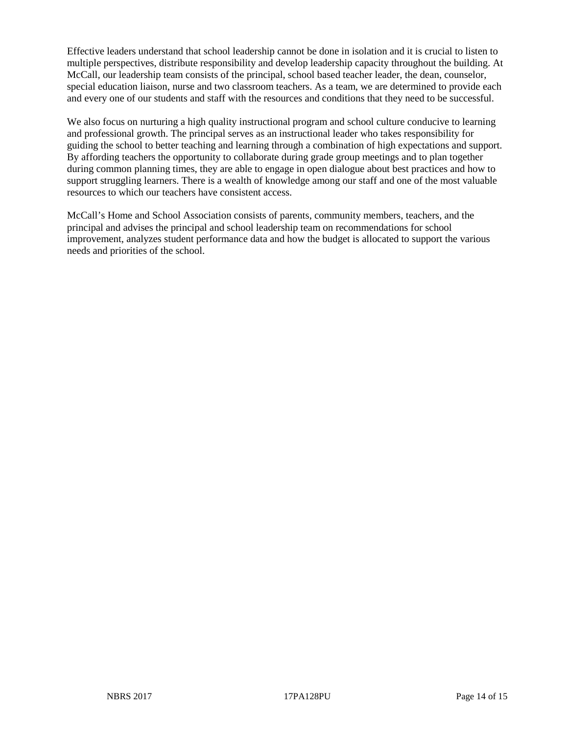Effective leaders understand that school leadership cannot be done in isolation and it is crucial to listen to multiple perspectives, distribute responsibility and develop leadership capacity throughout the building. At McCall, our leadership team consists of the principal, school based teacher leader, the dean, counselor, special education liaison, nurse and two classroom teachers. As a team, we are determined to provide each and every one of our students and staff with the resources and conditions that they need to be successful.

We also focus on nurturing a high quality instructional program and school culture conducive to learning and professional growth. The principal serves as an instructional leader who takes responsibility for guiding the school to better teaching and learning through a combination of high expectations and support. By affording teachers the opportunity to collaborate during grade group meetings and to plan together during common planning times, they are able to engage in open dialogue about best practices and how to support struggling learners. There is a wealth of knowledge among our staff and one of the most valuable resources to which our teachers have consistent access.

McCall's Home and School Association consists of parents, community members, teachers, and the principal and advises the principal and school leadership team on recommendations for school improvement, analyzes student performance data and how the budget is allocated to support the various needs and priorities of the school.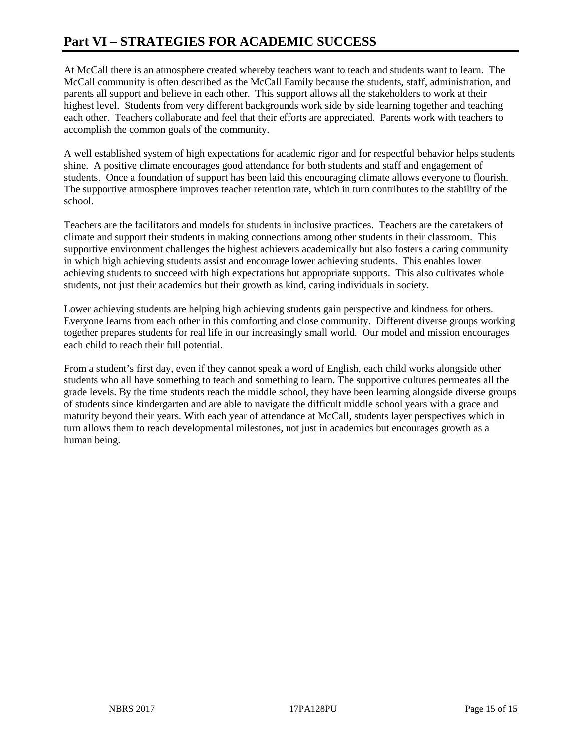# Part VI – STRATEGIES FOR ACADEMIC SUCCESS

At McCall there is an atmosphere created whereby teachers want to teach and students want to learn. The McCall community is often described as the McCall Family because the students, staff, administration, and parents all support and believe in each other. This support allows all the stakeholders to work at their highest level. Students from very different backgrounds work side by side learning together and teaching each other. Teachers collaborate and feel that their efforts are appreciated. Parents work with teachers to accomplish the common goals of the community.

A well established system of high expectations for academic rigor and for respectful behavior helps students shine. A positive climate encourages good attendance for both students and staff and engagement of students. Once a foundation of support has been laid this encouraging climate allows everyone to flourish. The supportive atmosphere improves teacher retention rate, which in turn contributes to the stability of the school.

Teachers are the facilitators and models for students in inclusive practices. Teachers are the caretakers of climate and support their students in making connections among other students in their classroom. This supportive environment challenges the highest achievers academically but also fosters a caring community in which high achieving students assist and encourage lower achieving students. This enables lower achieving students to succeed with high expectations but appropriate supports. This also cultivates whole students, not just their academics but their growth as kind, caring individuals in society.

Lower achieving students are helping high achieving students gain perspective and kindness for others. Everyone learns from each other in this comforting and close community. Different diverse groups working together prepares students for real life in our increasingly small world. Our model and mission encourages each child to reach their full potential.

From a student's first day, even if they cannot speak a word of English, each child works alongside other students who all have something to teach and something to learn. The supportive cultures permeates all the grade levels. By the time students reach the middle school, they have been learning alongside diverse groups of students since kindergarten and are able to navigate the difficult middle school years with a grace and maturity beyond their years. With each year of attendance at McCall, students layer perspectives which in turn allows them to reach developmental milestones, not just in academics but encourages growth as a human being.